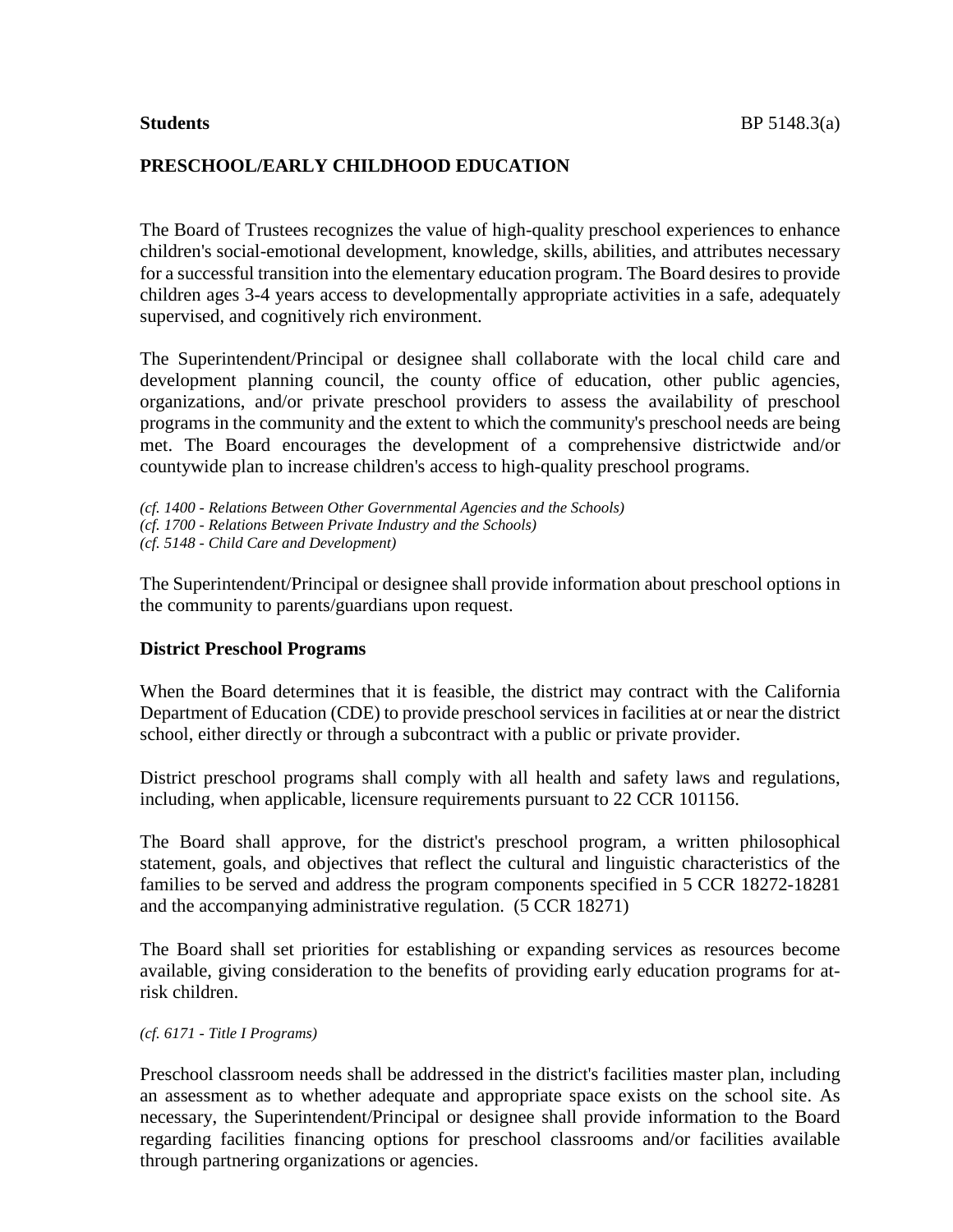**Students** BP 5148.3(a)

## PRESCHOOL/EARLY CHILDHOOD EDUCATION

The Board of Trustees recognizes the value of high-quality preschool experiences to enhance children's social-emotional development, knowledge, skills, abilities, and attributes necessary for a successful transition into the elementary education program. The Board desires to provide children ages 3-4 years access to developmentally appropriate activities in a safe, adequately supervised, and cognitively rich environment.

The Superintendent/Principal or designee shall collaborate with the local child care and development planning council, the county office of education, other public agencies, organizations, and/or private preschool providers to assess the availability of preschool programs in the community and the extent to which the community's preschool needs are being met. The Board encourages the development of a comprehensive districtwide and/or countywide plan to increase children's access to high-quality preschool programs.

*(cf. 1400 - Relations Between Other Governmental Agencies and the Schools)*
*(cf. 1700 - Relations Between Private Industry and the Schools)*
*(cf. 5148 - Child Care and Development)*

The Superintendent/Principal or designee shall provide information about preschool options in the community to parents/guardians upon request.

### District Preschool Programs

When the Board determines that it is feasible, the district may contract with the California Department of Education (CDE) to provide preschool services in facilities at or near the district school, either directly or through a subcontract with a public or private provider.

District preschool programs shall comply with all health and safety laws and regulations, including, when applicable, licensure requirements pursuant to 22 CCR 101156.

The Board shall approve, for the district's preschool program, a written philosophical statement, goals, and objectives that reflect the cultural and linguistic characteristics of the families to be served and address the program components specified in 5 CCR 18272-18281 and the accompanying administrative regulation. (5 CCR 18271)

The Board shall set priorities for establishing or expanding services as resources become available, giving consideration to the benefits of providing early education programs for at-risk children.

*(cf. 6171 - Title I Programs)*

Preschool classroom needs shall be addressed in the district's facilities master plan, including an assessment as to whether adequate and appropriate space exists on the school site. As necessary, the Superintendent/Principal or designee shall provide information to the Board regarding facilities financing options for preschool classrooms and/or facilities available through partnering organizations or agencies.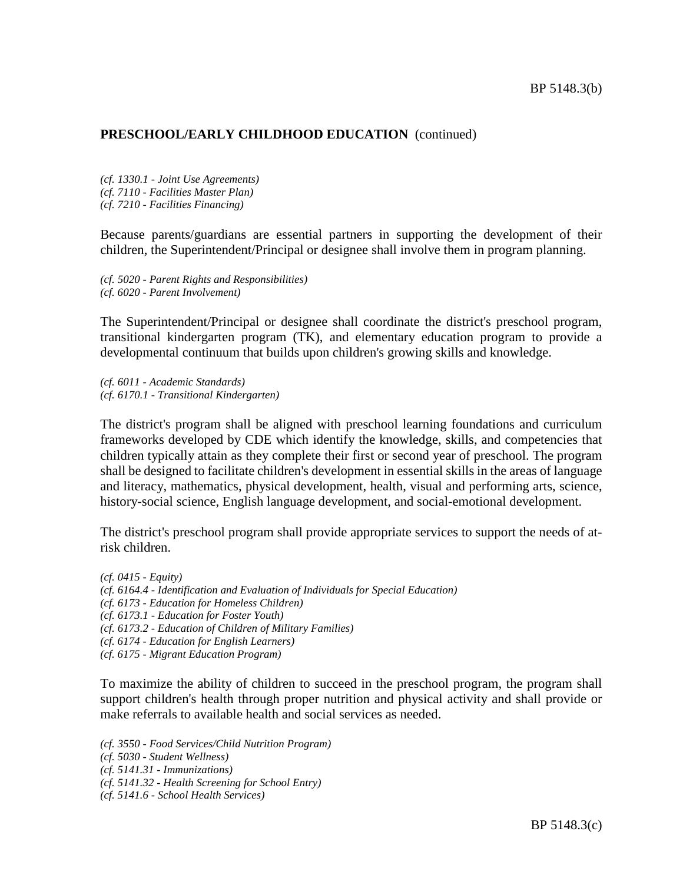**PRESCHOOL/EARLY CHILDHOOD EDUCATION** (continued)

*(cf. 1330.1 - Joint Use Agreements)*
*(cf. 7110 - Facilities Master Plan)*
*(cf. 7210 - Facilities Financing)*

Because parents/guardians are essential partners in supporting the development of their children, the Superintendent/Principal or designee shall involve them in program planning.

*(cf. 5020 - Parent Rights and Responsibilities)*
*(cf. 6020 - Parent Involvement)*

The Superintendent/Principal or designee shall coordinate the district's preschool program, transitional kindergarten program (TK), and elementary education program to provide a developmental continuum that builds upon children's growing skills and knowledge.

*(cf. 6011 - Academic Standards)*
*(cf. 6170.1 - Transitional Kindergarten)*

The district's program shall be aligned with preschool learning foundations and curriculum frameworks developed by CDE which identify the knowledge, skills, and competencies that children typically attain as they complete their first or second year of preschool. The program shall be designed to facilitate children's development in essential skills in the areas of language and literacy, mathematics, physical development, health, visual and performing arts, science, history-social science, English language development, and social-emotional development.

The district's preschool program shall provide appropriate services to support the needs of at-risk children.

*(cf. 0415 - Equity)*
*(cf. 6164.4 - Identification and Evaluation of Individuals for Special Education)*
*(cf. 6173 - Education for Homeless Children)*
*(cf. 6173.1 - Education for Foster Youth)*
*(cf. 6173.2 - Education of Children of Military Families)*
*(cf. 6174 - Education for English Learners)*
*(cf. 6175 - Migrant Education Program)*

To maximize the ability of children to succeed in the preschool program, the program shall support children's health through proper nutrition and physical activity and shall provide or make referrals to available health and social services as needed.

*(cf. 3550 - Food Services/Child Nutrition Program)*
*(cf. 5030 - Student Wellness)*
*(cf. 5141.31 - Immunizations)*
*(cf. 5141.32 - Health Screening for School Entry)*
*(cf. 5141.6 - School Health Services)*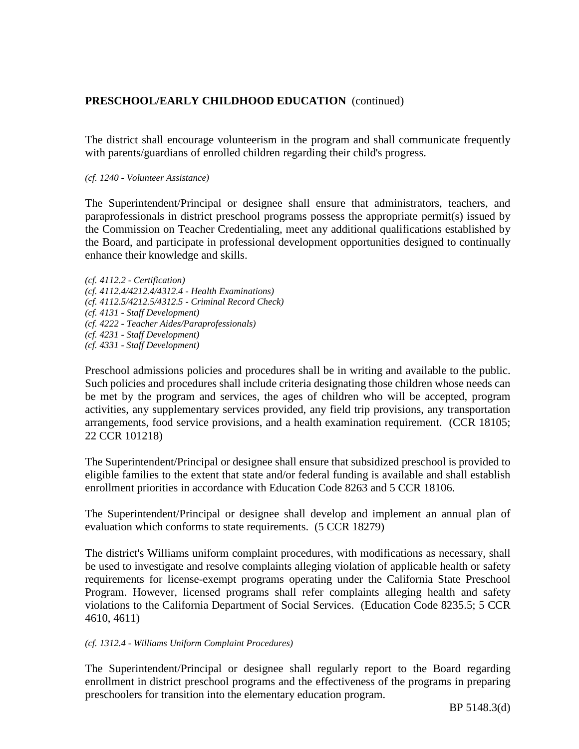**PRESCHOOL/EARLY CHILDHOOD EDUCATION** (continued)

The district shall encourage volunteerism in the program and shall communicate frequently with parents/guardians of enrolled children regarding their child's progress.

*(cf. 1240 - Volunteer Assistance)*

The Superintendent/Principal or designee shall ensure that administrators, teachers, and paraprofessionals in district preschool programs possess the appropriate permit(s) issued by the Commission on Teacher Credentialing, meet any additional qualifications established by the Board, and participate in professional development opportunities designed to continually enhance their knowledge and skills.

*(cf. 4112.2 - Certification)*
*(cf. 4112.4/4212.4/4312.4 - Health Examinations)*
*(cf. 4112.5/4212.5/4312.5 - Criminal Record Check)*
*(cf. 4131 - Staff Development)*
*(cf. 4222 - Teacher Aides/Paraprofessionals)*
*(cf. 4231 - Staff Development)*
*(cf. 4331 - Staff Development)*

Preschool admissions policies and procedures shall be in writing and available to the public. Such policies and procedures shall include criteria designating those children whose needs can be met by the program and services, the ages of children who will be accepted, program activities, any supplementary services provided, any field trip provisions, any transportation arrangements, food service provisions, and a health examination requirement. (CCR 18105; 22 CCR 101218)

The Superintendent/Principal or designee shall ensure that subsidized preschool is provided to eligible families to the extent that state and/or federal funding is available and shall establish enrollment priorities in accordance with Education Code 8263 and 5 CCR 18106.

The Superintendent/Principal or designee shall develop and implement an annual plan of evaluation which conforms to state requirements. (5 CCR 18279)

The district's Williams uniform complaint procedures, with modifications as necessary, shall be used to investigate and resolve complaints alleging violation of applicable health or safety requirements for license-exempt programs operating under the California State Preschool Program. However, licensed programs shall refer complaints alleging health and safety violations to the California Department of Social Services. (Education Code 8235.5; 5 CCR 4610, 4611)

*(cf. 1312.4 - Williams Uniform Complaint Procedures)*

The Superintendent/Principal or designee shall regularly report to the Board regarding enrollment in district preschool programs and the effectiveness of the programs in preparing preschoolers for transition into the elementary education program.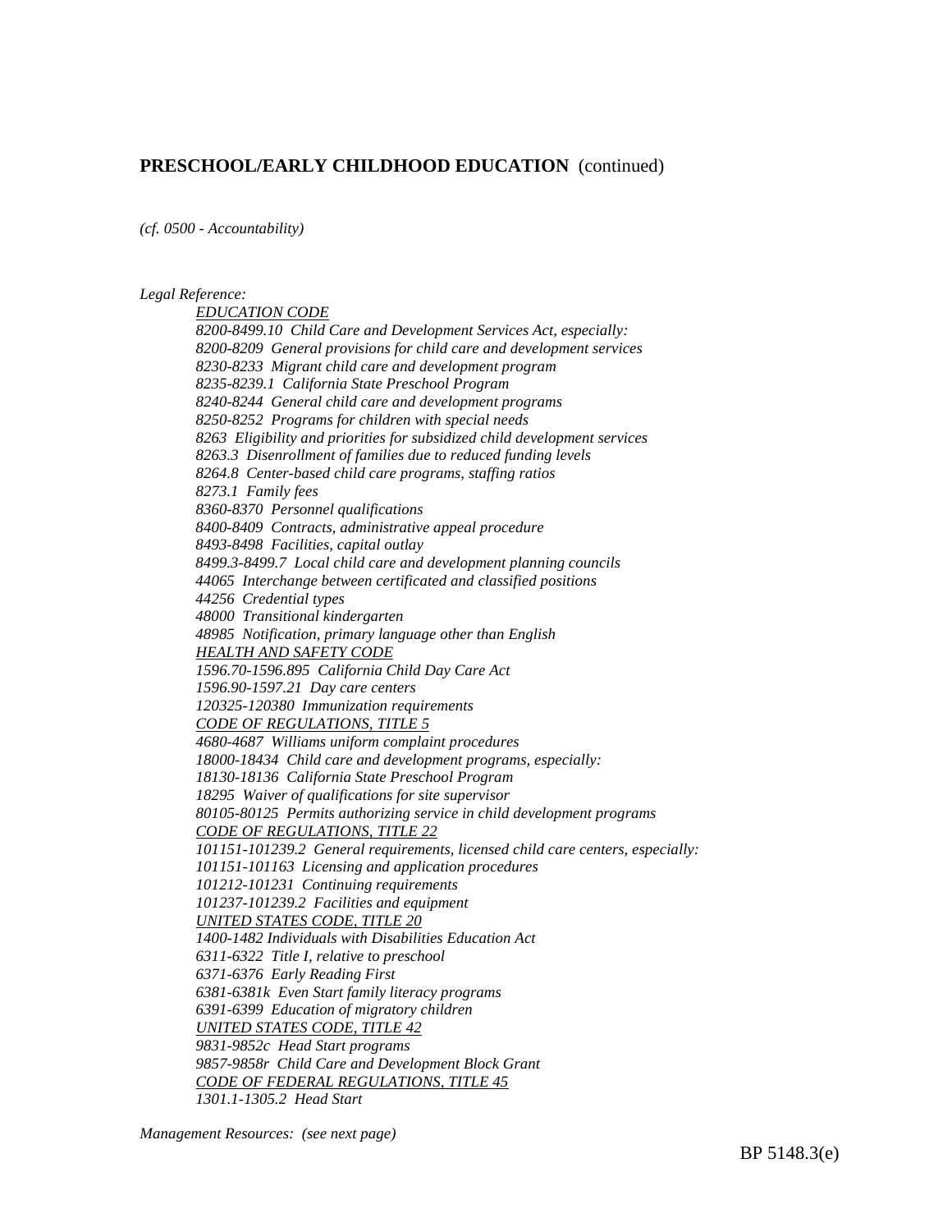**PRESCHOOL/EARLY CHILDHOOD EDUCATION** (continued)

*(cf. 0500 - Accountability)*

*Legal Reference:*

<u>*EDUCATION CODE*</u>
*8200-8499.10 Child Care and Development Services Act, especially:*
*8200-8209 General provisions for child care and development services*
*8230-8233 Migrant child care and development program*
*8235-8239.1 California State Preschool Program*
*8240-8244 General child care and development programs*
*8250-8252 Programs for children with special needs*
*8263 Eligibility and priorities for subsidized child development services*
*8263.3 Disenrollment of families due to reduced funding levels*
*8264.8 Center-based child care programs, staffing ratios*
*8273.1 Family fees*
*8360-8370 Personnel qualifications*
*8400-8409 Contracts, administrative appeal procedure*
*8493-8498 Facilities, capital outlay*
*8499.3-8499.7 Local child care and development planning councils*
*44065 Interchange between certificated and classified positions*
*44256 Credential types*
*48000 Transitional kindergarten*
*48985 Notification, primary language other than English*
<u>*HEALTH AND SAFETY CODE*</u>
*1596.70-1596.895 California Child Day Care Act*
*1596.90-1597.21 Day care centers*
*120325-120380 Immunization requirements*
<u>*CODE OF REGULATIONS, TITLE 5*</u>
*4680-4687 Williams uniform complaint procedures*
*18000-18434 Child care and development programs, especially:*
*18130-18136 California State Preschool Program*
*18295 Waiver of qualifications for site supervisor*
*80105-80125 Permits authorizing service in child development programs*
<u>*CODE OF REGULATIONS, TITLE 22*</u>
*101151-101239.2 General requirements, licensed child care centers, especially:*
*101151-101163 Licensing and application procedures*
*101212-101231 Continuing requirements*
*101237-101239.2 Facilities and equipment*
<u>*UNITED STATES CODE, TITLE 20*</u>
*1400-1482 Individuals with Disabilities Education Act*
*6311-6322 Title I, relative to preschool*
*6371-6376 Early Reading First*
*6381-6381k Even Start family literacy programs*
*6391-6399 Education of migratory children*
<u>*UNITED STATES CODE, TITLE 42*</u>
*9831-9852c Head Start programs*
*9857-9858r Child Care and Development Block Grant*
<u>*CODE OF FEDERAL REGULATIONS, TITLE 45*</u>
*1301.1-1305.2 Head Start*

*Management Resources: (see next page)*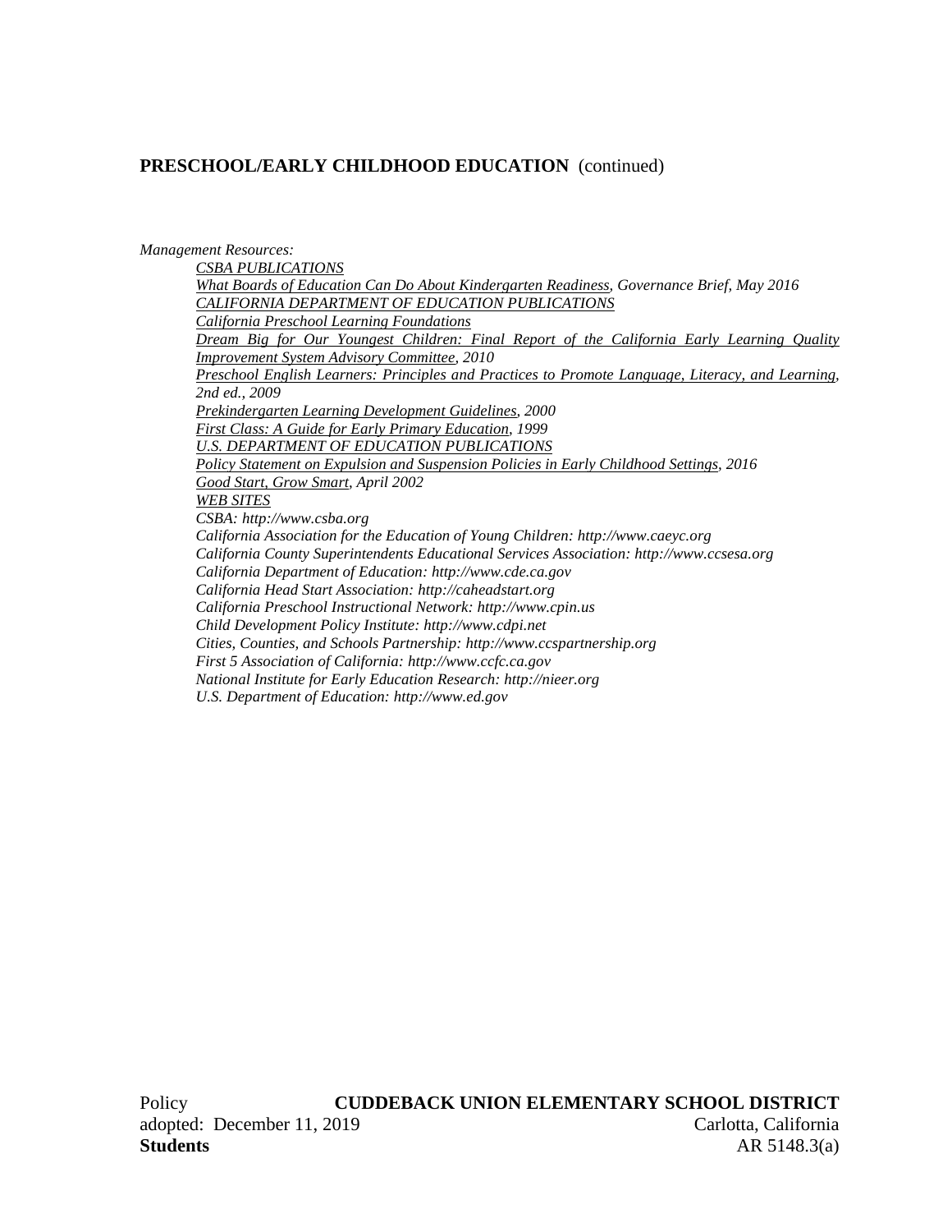**PRESCHOOL/EARLY CHILDHOOD EDUCATION** (continued)

*Management Resources:*

*CSBA PUBLICATIONS*

*What Boards of Education Can Do About Kindergarten Readiness, Governance Brief, May 2016*

*CALIFORNIA DEPARTMENT OF EDUCATION PUBLICATIONS*

*California Preschool Learning Foundations*

*Dream Big for Our Youngest Children: Final Report of the California Early Learning Quality Improvement System Advisory Committee, 2010*

*Preschool English Learners: Principles and Practices to Promote Language, Literacy, and Learning, 2nd ed., 2009*

*Prekindergarten Learning Development Guidelines, 2000*

*First Class: A Guide for Early Primary Education, 1999*

*U.S. DEPARTMENT OF EDUCATION PUBLICATIONS*

*Policy Statement on Expulsion and Suspension Policies in Early Childhood Settings, 2016*

*Good Start, Grow Smart, April 2002*

*WEB SITES*

*CSBA: http://www.csba.org*

*California Association for the Education of Young Children: http://www.caeyc.org*

*California County Superintendents Educational Services Association: http://www.ccsesa.org*

*California Department of Education: http://www.cde.ca.gov*

*California Head Start Association: http://caheadstart.org*

*California Preschool Instructional Network: http://www.cpin.us*

*Child Development Policy Institute: http://www.cdpi.net*

*Cities, Counties, and Schools Partnership: http://www.ccspartnership.org*

*First 5 Association of California: http://www.ccfc.ca.gov*

*National Institute for Early Education Research: http://nieer.org*

*U.S. Department of Education: http://www.ed.gov*

Policy **CUDDEBACK UNION ELEMENTARY SCHOOL DISTRICT**
adopted: December 11, 2019 Carlotta, California
**Students** AR 5148.3(a)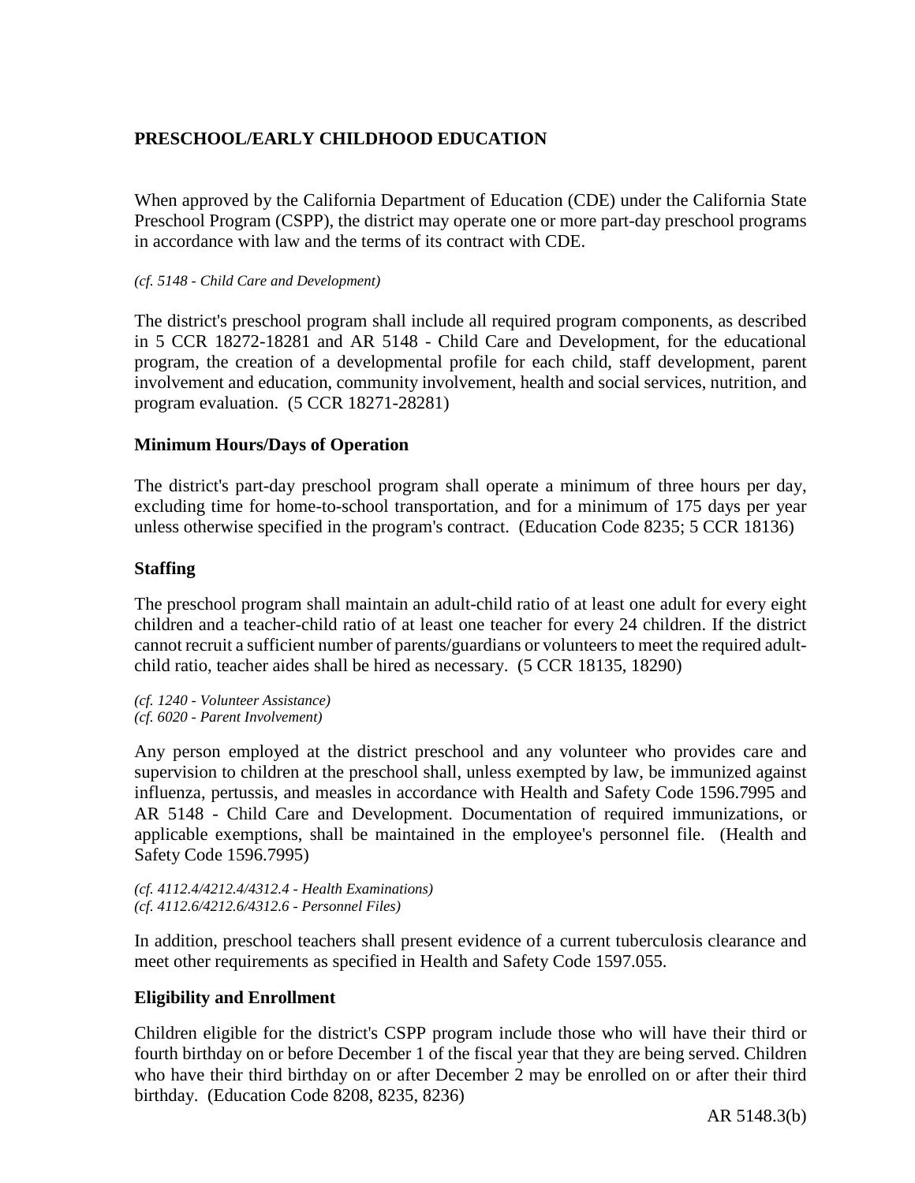**PRESCHOOL/EARLY CHILDHOOD EDUCATION**

When approved by the California Department of Education (CDE) under the California State Preschool Program (CSPP), the district may operate one or more part-day preschool programs in accordance with law and the terms of its contract with CDE.

*(cf. 5148 - Child Care and Development)*

The district's preschool program shall include all required program components, as described in 5 CCR 18272-18281 and AR 5148 - Child Care and Development, for the educational program, the creation of a developmental profile for each child, staff development, parent involvement and education, community involvement, health and social services, nutrition, and program evaluation. (5 CCR 18271-28281)

**Minimum Hours/Days of Operation**

The district's part-day preschool program shall operate a minimum of three hours per day, excluding time for home-to-school transportation, and for a minimum of 175 days per year unless otherwise specified in the program's contract. (Education Code 8235; 5 CCR 18136)

**Staffing**

The preschool program shall maintain an adult-child ratio of at least one adult for every eight children and a teacher-child ratio of at least one teacher for every 24 children. If the district cannot recruit a sufficient number of parents/guardians or volunteers to meet the required adult-child ratio, teacher aides shall be hired as necessary. (5 CCR 18135, 18290)

*(cf. 1240 - Volunteer Assistance)*
*(cf. 6020 - Parent Involvement)*

Any person employed at the district preschool and any volunteer who provides care and supervision to children at the preschool shall, unless exempted by law, be immunized against influenza, pertussis, and measles in accordance with Health and Safety Code 1596.7995 and AR 5148 - Child Care and Development. Documentation of required immunizations, or applicable exemptions, shall be maintained in the employee's personnel file. (Health and Safety Code 1596.7995)

*(cf. 4112.4/4212.4/4312.4 - Health Examinations)*
*(cf. 4112.6/4212.6/4312.6 - Personnel Files)*

In addition, preschool teachers shall present evidence of a current tuberculosis clearance and meet other requirements as specified in Health and Safety Code 1597.055.

**Eligibility and Enrollment**

Children eligible for the district's CSPP program include those who will have their third or fourth birthday on or before December 1 of the fiscal year that they are being served. Children who have their third birthday on or after December 2 may be enrolled on or after their third birthday. (Education Code 8208, 8235, 8236)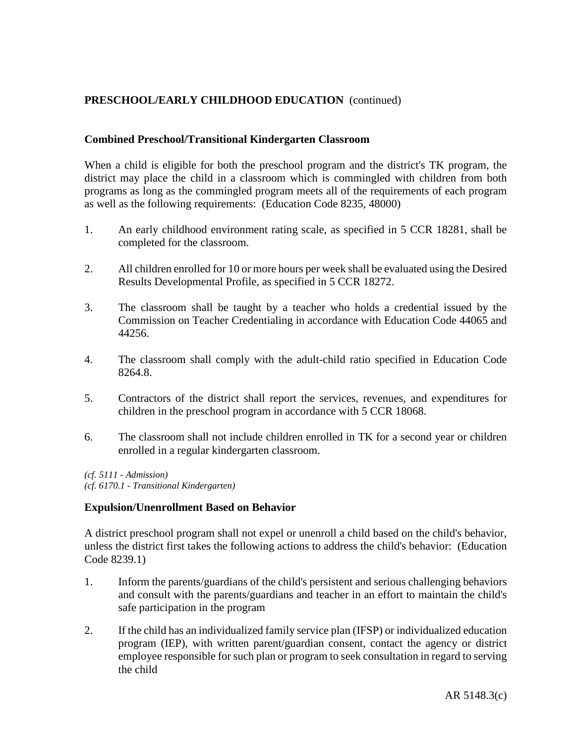**PRESCHOOL/EARLY CHILDHOOD EDUCATION** (continued)

**Combined Preschool/Transitional Kindergarten Classroom**

When a child is eligible for both the preschool program and the district's TK program, the district may place the child in a classroom which is commingled with children from both programs as long as the commingled program meets all of the requirements of each program as well as the following requirements: (Education Code 8235, 48000)

1. An early childhood environment rating scale, as specified in 5 CCR 18281, shall be completed for the classroom.

2. All children enrolled for 10 or more hours per week shall be evaluated using the Desired Results Developmental Profile, as specified in 5 CCR 18272.

3. The classroom shall be taught by a teacher who holds a credential issued by the Commission on Teacher Credentialing in accordance with Education Code 44065 and 44256.

4. The classroom shall comply with the adult-child ratio specified in Education Code 8264.8.

5. Contractors of the district shall report the services, revenues, and expenditures for children in the preschool program in accordance with 5 CCR 18068.

6. The classroom shall not include children enrolled in TK for a second year or children enrolled in a regular kindergarten classroom.

*(cf. 5111 - Admission)*
*(cf. 6170.1 - Transitional Kindergarten)*

**Expulsion/Unenrollment Based on Behavior**

A district preschool program shall not expel or unenroll a child based on the child's behavior, unless the district first takes the following actions to address the child's behavior: (Education Code 8239.1)

1. Inform the parents/guardians of the child's persistent and serious challenging behaviors and consult with the parents/guardians and teacher in an effort to maintain the child's safe participation in the program

2. If the child has an individualized family service plan (IFSP) or individualized education program (IEP), with written parent/guardian consent, contact the agency or district employee responsible for such plan or program to seek consultation in regard to serving the child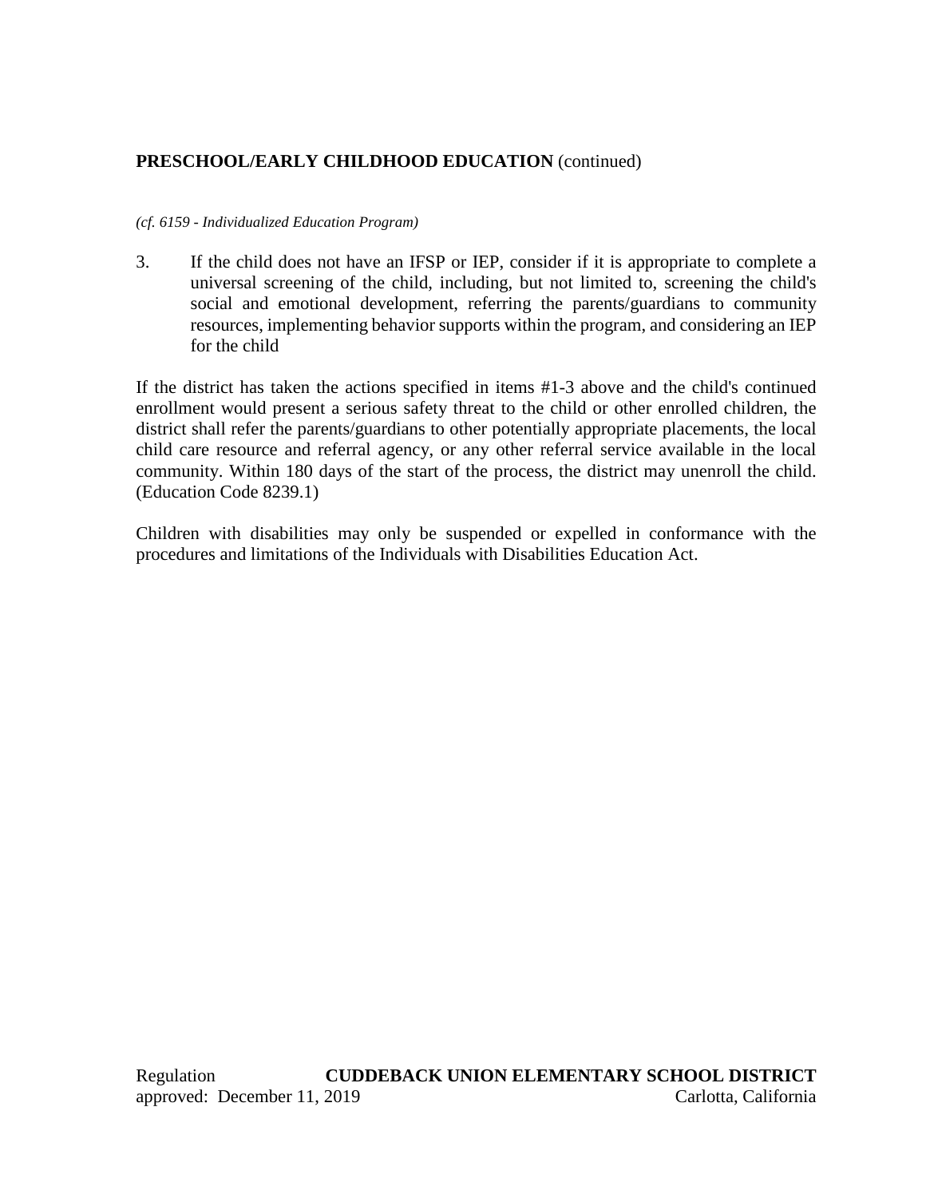**PRESCHOOL/EARLY CHILDHOOD EDUCATION** (continued)

*(cf. 6159 - Individualized Education Program)*

3. If the child does not have an IFSP or IEP, consider if it is appropriate to complete a universal screening of the child, including, but not limited to, screening the child's social and emotional development, referring the parents/guardians to community resources, implementing behavior supports within the program, and considering an IEP for the child

If the district has taken the actions specified in items #1-3 above and the child's continued enrollment would present a serious safety threat to the child or other enrolled children, the district shall refer the parents/guardians to other potentially appropriate placements, the local child care resource and referral agency, or any other referral service available in the local community. Within 180 days of the start of the process, the district may unenroll the child. (Education Code 8239.1)

Children with disabilities may only be suspended or expelled in conformance with the procedures and limitations of the Individuals with Disabilities Education Act.

Regulation **CUDDEBACK UNION ELEMENTARY SCHOOL DISTRICT**
approved: December 11, 2019 Carlotta, California